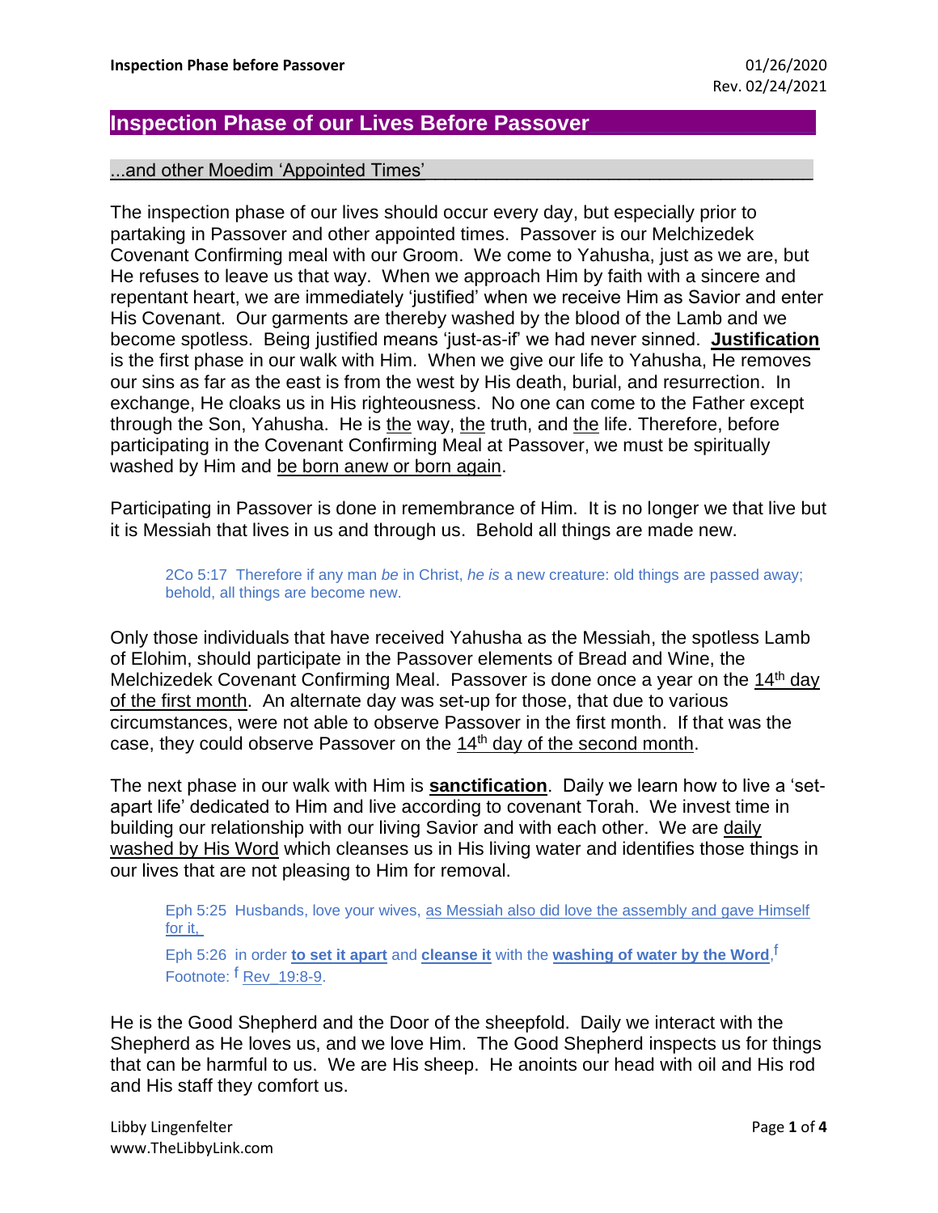# Inspection Phase of our Lives Before Passover

## ...and other Moedim 'Appointed Times'

The inspection phase of our lives should occur every day, but especially prior to partaking in Passover and other appointed times. Passover is our Melchizedek Covenant Confirming meal with our Groom. We come to Yahusha, just as we are, but He refuses to leave us that way. When we approach Him by faith with a sincere and repentant heart, we are immediately 'justified' when we receive Him as Savior and enter His Covenant. Our garments are thereby washed by the blood of the Lamb and we become spotless. Being justified means 'just-as-if' we had never sinned. **Justification** is the first phase in our walk with Him. When we give our life to Yahusha, He removes our sins as far as the east is from the west by His death, burial, and resurrection. In exchange, He cloaks us in His righteousness. No one can come to the Father except through the Son, Yahusha. He is the way, the truth, and the life. Therefore, before participating in the Covenant Confirming Meal at Passover, we must be spiritually washed by Him and be born anew or born again.

Participating in Passover is done in remembrance of Him. It is no longer we that live but it is Messiah that lives in us and through us. Behold all things are made new.

> 2Co 5:17 Therefore if any man *be* in Christ, *he is* a new creature: old things are passed away; behold, all things are become new.

Only those individuals that have received Yahusha as the Messiah, the spotless Lamb of Elohim, should participate in the Passover elements of Bread and Wine, the Melchizedek Covenant Confirming Meal. Passover is done once a year on the 14th day of the first month. An alternate day was set-up for those, that due to various circumstances, were not able to observe Passover in the first month. If that was the case, they could observe Passover on the 14th day of the second month.

The next phase in our walk with Him is **sanctification**. Daily we learn how to live a 'set-apart life' dedicated to Him and live according to covenant Torah. We invest time in building our relationship with our living Savior and with each other. We are daily washed by His Word which cleanses us in His living water and identifies those things in our lives that are not pleasing to Him for removal.

> Eph 5:25 Husbands, love your wives, as Messiah also did love the assembly and gave Himself for it,
>
> Eph 5:26 in order **to set it apart** and **cleanse it** with the **washing of water by the Word**,[f]
> Footnote: [f] Rev_19:8-9.

He is the Good Shepherd and the Door of the sheepfold. Daily we interact with the Shepherd as He loves us, and we love Him. The Good Shepherd inspects us for things that can be harmful to us. We are His sheep. He anoints our head with oil and His rod and His staff they comfort us.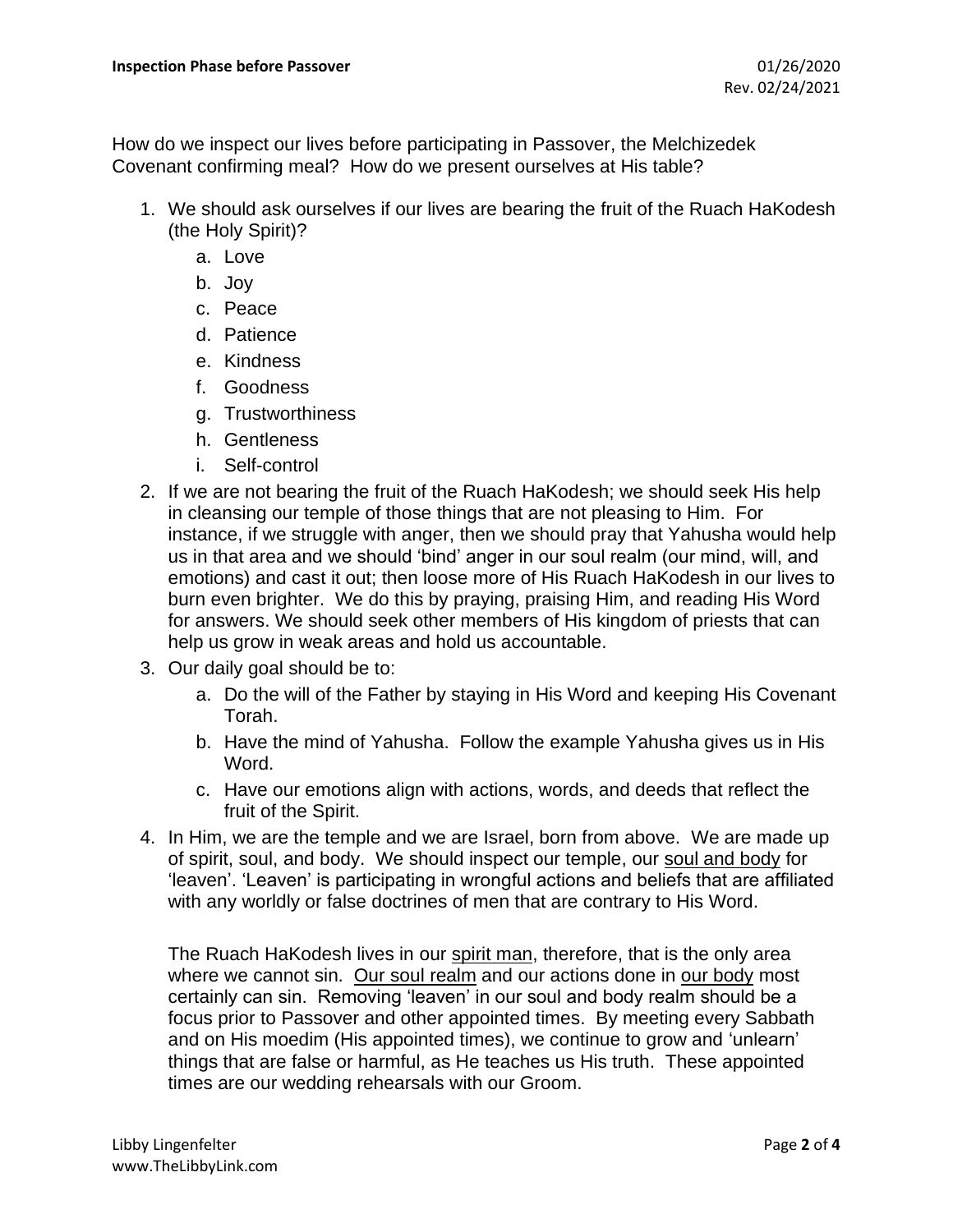How do we inspect our lives before participating in Passover, the Melchizedek Covenant confirming meal? How do we present ourselves at His table?

1. We should ask ourselves if our lives are bearing the fruit of the Ruach HaKodesh (the Holy Spirit)?
   a. Love
   b. Joy
   c. Peace
   d. Patience
   e. Kindness
   f. Goodness
   g. Trustworthiness
   h. Gentleness
   i. Self-control
2. If we are not bearing the fruit of the Ruach HaKodesh; we should seek His help in cleansing our temple of those things that are not pleasing to Him. For instance, if we struggle with anger, then we should pray that Yahusha would help us in that area and we should 'bind' anger in our soul realm (our mind, will, and emotions) and cast it out; then loose more of His Ruach HaKodesh in our lives to burn even brighter. We do this by praying, praising Him, and reading His Word for answers. We should seek other members of His kingdom of priests that can help us grow in weak areas and hold us accountable.
3. Our daily goal should be to:
   a. Do the will of the Father by staying in His Word and keeping His Covenant Torah.
   b. Have the mind of Yahusha. Follow the example Yahusha gives us in His Word.
   c. Have our emotions align with actions, words, and deeds that reflect the fruit of the Spirit.
4. In Him, we are the temple and we are Israel, born from above. We are made up of spirit, soul, and body. We should inspect our temple, our <u>soul and body</u> for 'leaven'. 'Leaven' is participating in wrongful actions and beliefs that are affiliated with any worldly or false doctrines of men that are contrary to His Word.

   The Ruach HaKodesh lives in our <u>spirit man</u>, therefore, that is the only area where we cannot sin. <u>Our soul realm</u> and our actions done in <u>our body</u> most certainly can sin. Removing 'leaven' in our soul and body realm should be a focus prior to Passover and other appointed times. By meeting every Sabbath and on His moedim (His appointed times), we continue to grow and 'unlearn' things that are false or harmful, as He teaches us His truth. These appointed times are our wedding rehearsals with our Groom.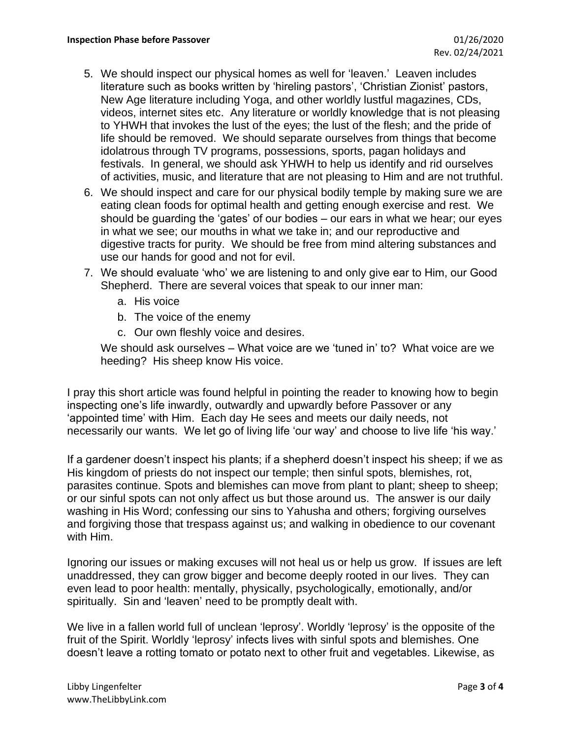5. We should inspect our physical homes as well for 'leaven.' Leaven includes literature such as books written by 'hireling pastors', 'Christian Zionist' pastors, New Age literature including Yoga, and other worldly lustful magazines, CDs, videos, internet sites etc. Any literature or worldly knowledge that is not pleasing to YHWH that invokes the lust of the eyes; the lust of the flesh; and the pride of life should be removed. We should separate ourselves from things that become idolatrous through TV programs, possessions, sports, pagan holidays and festivals. In general, we should ask YHWH to help us identify and rid ourselves of activities, music, and literature that are not pleasing to Him and are not truthful.
6. We should inspect and care for our physical bodily temple by making sure we are eating clean foods for optimal health and getting enough exercise and rest. We should be guarding the 'gates' of our bodies – our ears in what we hear; our eyes in what we see; our mouths in what we take in; and our reproductive and digestive tracts for purity. We should be free from mind altering substances and use our hands for good and not for evil.
7. We should evaluate 'who' we are listening to and only give ear to Him, our Good Shepherd. There are several voices that speak to our inner man:
    a. His voice
    b. The voice of the enemy
    c. Our own fleshly voice and desires.

   We should ask ourselves – What voice are we 'tuned in' to? What voice are we heeding? His sheep know His voice.

I pray this short article was found helpful in pointing the reader to knowing how to begin inspecting one's life inwardly, outwardly and upwardly before Passover or any 'appointed time' with Him. Each day He sees and meets our daily needs, not necessarily our wants. We let go of living life 'our way' and choose to live life 'his way.'

If a gardener doesn't inspect his plants; if a shepherd doesn't inspect his sheep; if we as His kingdom of priests do not inspect our temple; then sinful spots, blemishes, rot, parasites continue. Spots and blemishes can move from plant to plant; sheep to sheep; or our sinful spots can not only affect us but those around us. The answer is our daily washing in His Word; confessing our sins to Yahusha and others; forgiving ourselves and forgiving those that trespass against us; and walking in obedience to our covenant with Him.

Ignoring our issues or making excuses will not heal us or help us grow. If issues are left unaddressed, they can grow bigger and become deeply rooted in our lives. They can even lead to poor health: mentally, physically, psychologically, emotionally, and/or spiritually. Sin and 'leaven' need to be promptly dealt with.

We live in a fallen world full of unclean 'leprosy'. Worldly 'leprosy' is the opposite of the fruit of the Spirit. Worldly 'leprosy' infects lives with sinful spots and blemishes. One doesn't leave a rotting tomato or potato next to other fruit and vegetables. Likewise, as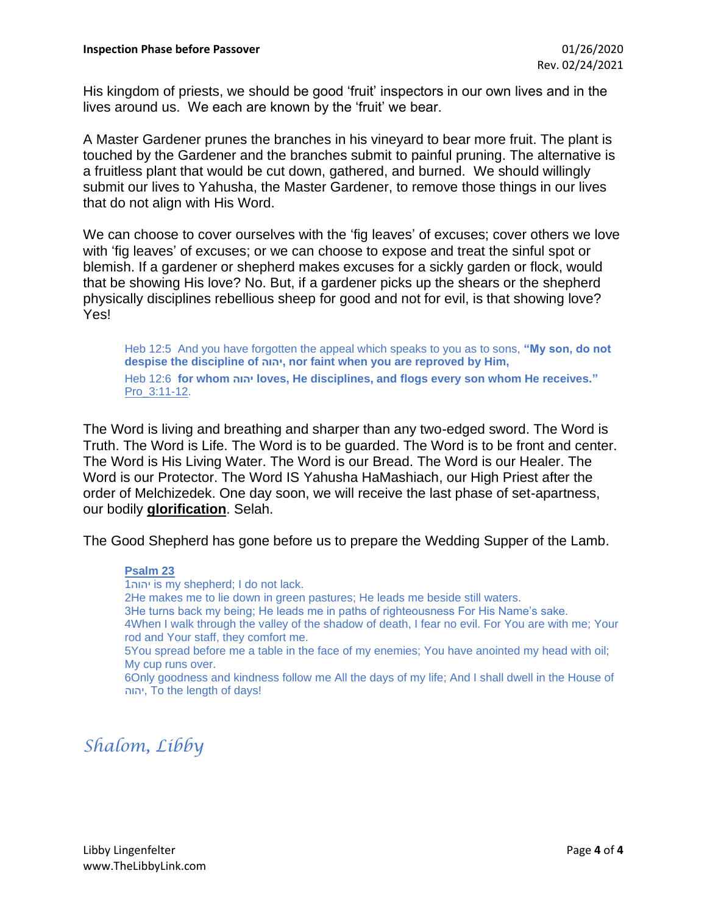His kingdom of priests, we should be good 'fruit' inspectors in our own lives and in the lives around us. We each are known by the 'fruit' we bear.

A Master Gardener prunes the branches in his vineyard to bear more fruit. The plant is touched by the Gardener and the branches submit to painful pruning. The alternative is a fruitless plant that would be cut down, gathered, and burned. We should willingly submit our lives to Yahusha, the Master Gardener, to remove those things in our lives that do not align with His Word.

We can choose to cover ourselves with the 'fig leaves' of excuses; cover others we love with 'fig leaves' of excuses; or we can choose to expose and treat the sinful spot or blemish. If a gardener or shepherd makes excuses for a sickly garden or flock, would that be showing His love? No. But, if a gardener picks up the shears or the shepherd physically disciplines rebellious sheep for good and not for evil, is that showing love? Yes!

> Heb 12:5 And you have forgotten the appeal which speaks to you as to sons, **"My son, do not despise the discipline of יהוה, nor faint when you are reproved by Him,**
>
> Heb 12:6 **for whom יהוה loves, He disciplines, and flogs every son whom He receives."** Pro_3:11-12.

The Word is living and breathing and sharper than any two-edged sword. The Word is Truth. The Word is Life. The Word is to be guarded. The Word is to be front and center. The Word is His Living Water. The Word is our Bread. The Word is our Healer. The Word is our Protector. The Word IS Yahusha HaMashiach, our High Priest after the order of Melchizedek. One day soon, we will receive the last phase of set-apartness, our bodily **glorification**. Selah.

The Good Shepherd has gone before us to prepare the Wedding Supper of the Lamb.

> **Psalm 23**
>
> 1יהוה is my shepherd; I do not lack.
>
> 2He makes me to lie down in green pastures; He leads me beside still waters.
>
> 3He turns back my being; He leads me in paths of righteousness For His Name's sake.
>
> 4When I walk through the valley of the shadow of death, I fear no evil. For You are with me; Your rod and Your staff, they comfort me.
>
> 5You spread before me a table in the face of my enemies; You have anointed my head with oil; My cup runs over.
>
> 6Only goodness and kindness follow me All the days of my life; And I shall dwell in the House of יהוה, To the length of days!

*Shalom, Libby*